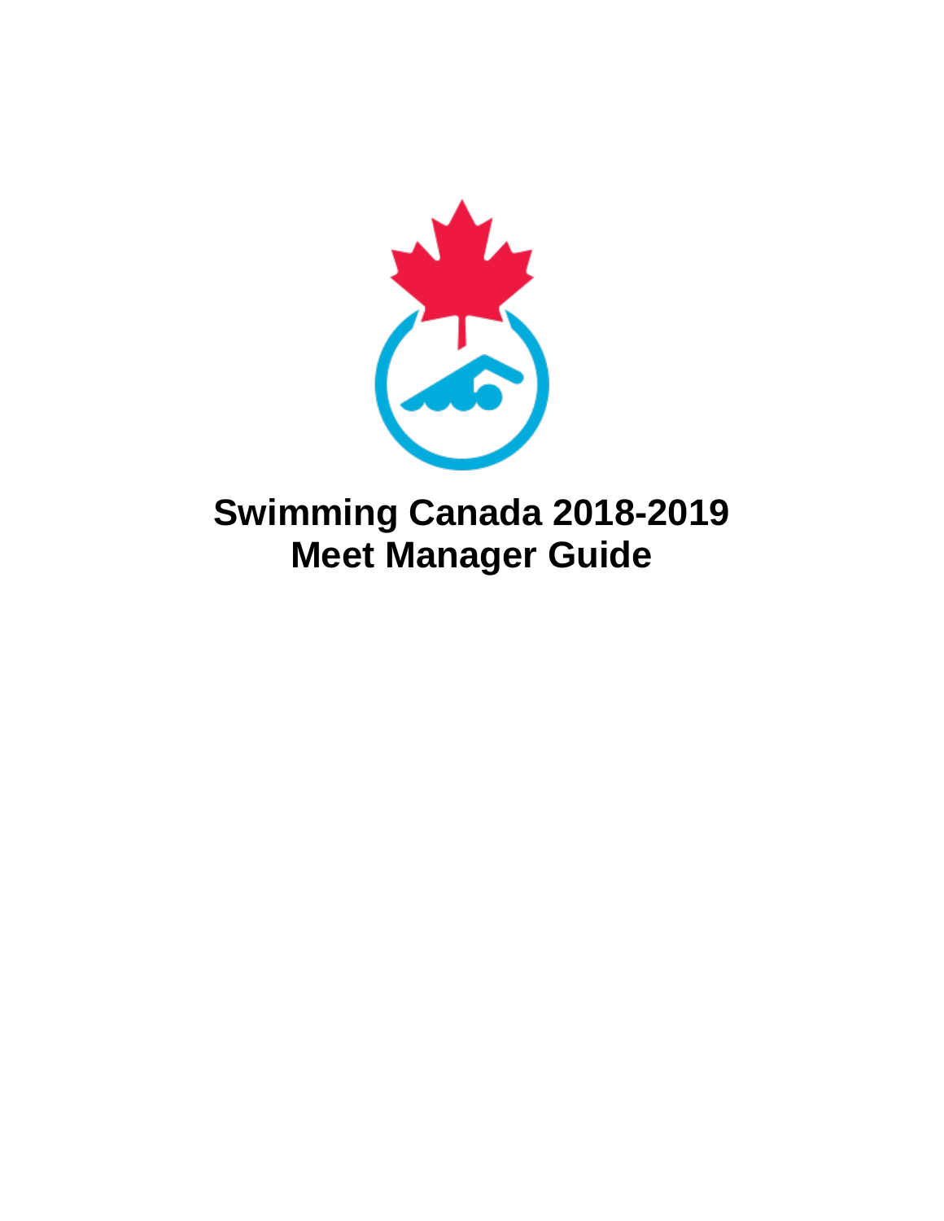# Swimming Canada 2018-2019
# Meet Manager Guide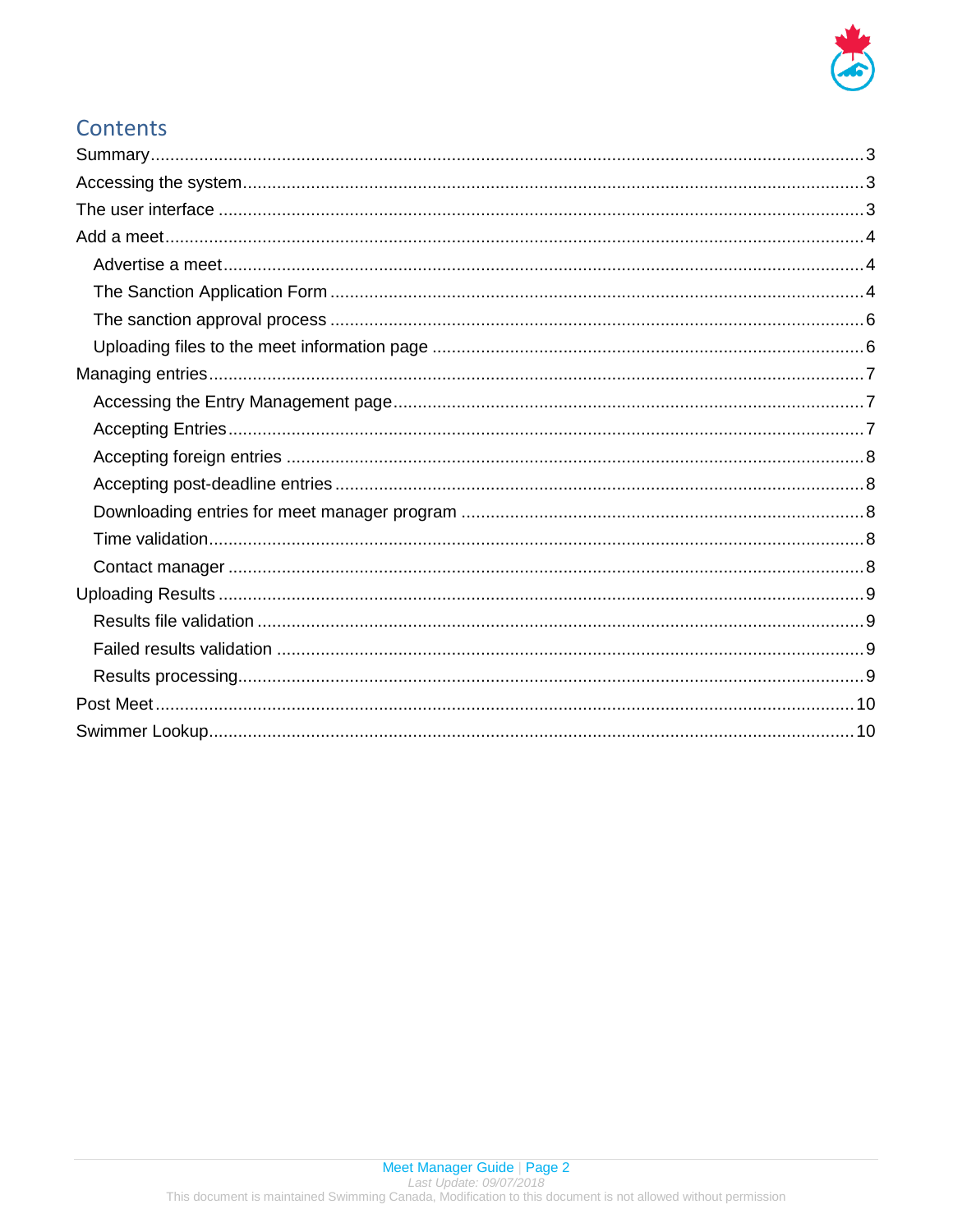# Contents

Summary ..... 3
Accessing the system ..... 3
The user interface ..... 3
Add a meet ..... 4
  Advertise a meet ..... 4
  The Sanction Application Form ..... 4
  The sanction approval process ..... 6
  Uploading files to the meet information page ..... 6
Managing entries ..... 7
  Accessing the Entry Management page ..... 7
  Accepting Entries ..... 7
  Accepting foreign entries ..... 8
  Accepting post-deadline entries ..... 8
  Downloading entries for meet manager program ..... 8
  Time validation ..... 8
  Contact manager ..... 8
Uploading Results ..... 9
  Results file validation ..... 9
  Failed results validation ..... 9
  Results processing ..... 9
Post Meet ..... 10
Swimmer Lookup ..... 10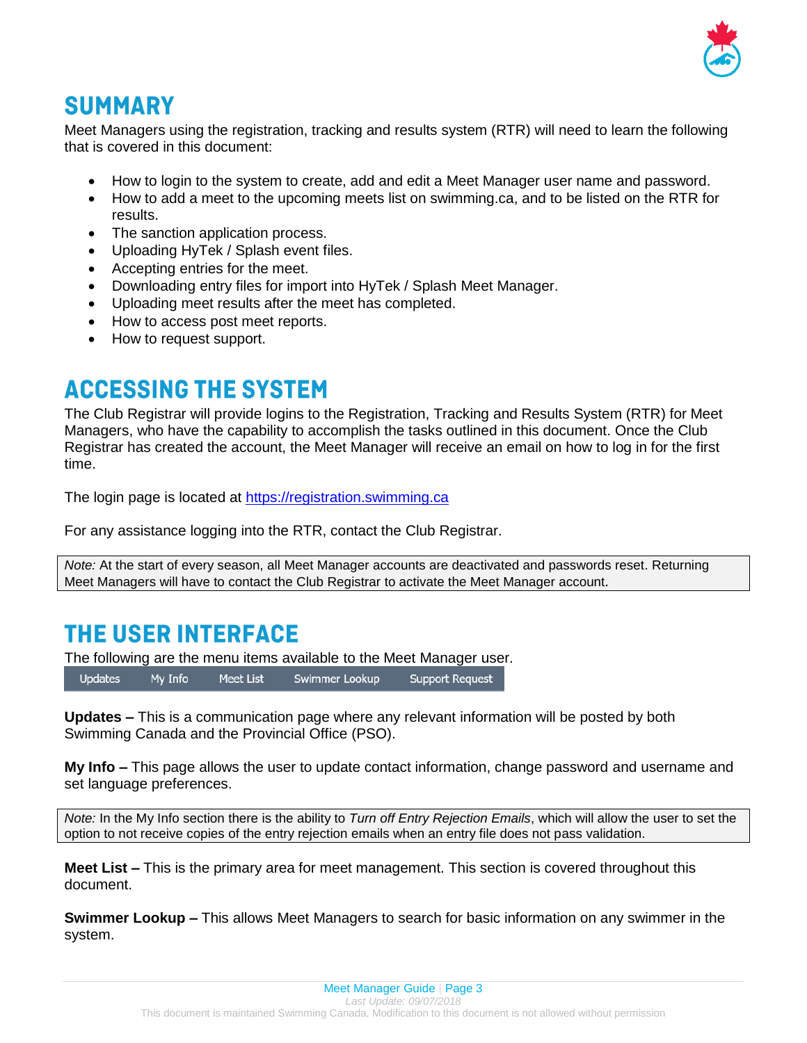# SUMMARY

Meet Managers using the registration, tracking and results system (RTR) will need to learn the following that is covered in this document:

- How to login to the system to create, add and edit a Meet Manager user name and password.
- How to add a meet to the upcoming meets list on swimming.ca, and to be listed on the RTR for results.
- The sanction application process.
- Uploading HyTek / Splash event files.
- Accepting entries for the meet.
- Downloading entry files for import into HyTek / Splash Meet Manager.
- Uploading meet results after the meet has completed.
- How to access post meet reports.
- How to request support.

# ACCESSING THE SYSTEM

The Club Registrar will provide logins to the Registration, Tracking and Results System (RTR) for Meet Managers, who have the capability to accomplish the tasks outlined in this document. Once the Club Registrar has created the account, the Meet Manager will receive an email on how to log in for the first time.

The login page is located at [https://registration.swimming.ca](https://registration.swimming.ca)

For any assistance logging into the RTR, contact the Club Registrar.

> *Note:* At the start of every season, all Meet Manager accounts are deactivated and passwords reset. Returning Meet Managers will have to contact the Club Registrar to activate the Meet Manager account.

# THE USER INTERFACE

The following are the menu items available to the Meet Manager user.

| Updates | My Info | Meet List | Swimmer Lookup | Support Request |
| --- | --- | --- | --- | --- |

**Updates –** This is a communication page where any relevant information will be posted by both Swimming Canada and the Provincial Office (PSO).

**My Info –** This page allows the user to update contact information, change password and username and set language preferences.

> *Note:* In the My Info section there is the ability to *Turn off Entry Rejection Emails*, which will allow the user to set the option to not receive copies of the entry rejection emails when an entry file does not pass validation.

**Meet List –** This is the primary area for meet management. This section is covered throughout this document.

**Swimmer Lookup –** This allows Meet Managers to search for basic information on any swimmer in the system.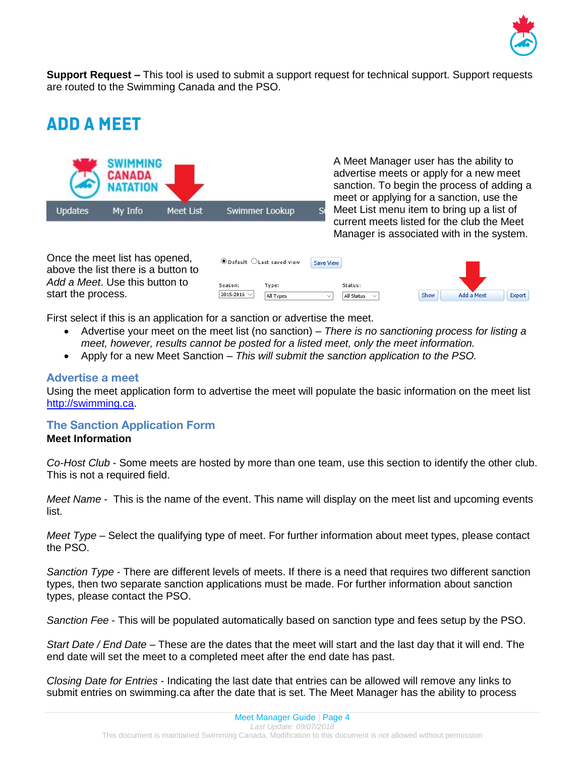**Support Request –** This tool is used to submit a support request for technical support. Support requests are routed to the Swimming Canada and the PSO.

# ADD A MEET

A Meet Manager user has the ability to advertise meets or apply for a new meet sanction. To begin the process of adding a meet or applying for a sanction, use the Meet List menu item to bring up a list of current meets listed for the club the Meet Manager is associated with in the system.

Once the meet list has opened, above the list there is a button to *Add a Meet*. Use this button to start the process.

First select if this is an application for a sanction or advertise the meet.

- Advertise your meet on the meet list (no sanction) – *There is no sanctioning process for listing a meet, however, results cannot be posted for a listed meet, only the meet information.*
- Apply for a new Meet Sanction – *This will submit the sanction application to the PSO.*

## Advertise a meet

Using the meet application form to advertise the meet will populate the basic information on the meet list http://swimming.ca.

## The Sanction Application Form

**Meet Information**

*Co-Host Club* - Some meets are hosted by more than one team, use this section to identify the other club. This is not a required field.

*Meet Name* - This is the name of the event. This name will display on the meet list and upcoming events list.

*Meet Type* – Select the qualifying type of meet. For further information about meet types, please contact the PSO.

*Sanction Type* - There are different levels of meets. If there is a need that requires two different sanction types, then two separate sanction applications must be made. For further information about sanction types, please contact the PSO.

*Sanction Fee* - This will be populated automatically based on sanction type and fees setup by the PSO.

*Start Date / End Date* – These are the dates that the meet will start and the last day that it will end. The end date will set the meet to a completed meet after the end date has past.

*Closing Date for Entries* - Indicating the last date that entries can be allowed will remove any links to submit entries on swimming.ca after the date that is set. The Meet Manager has the ability to process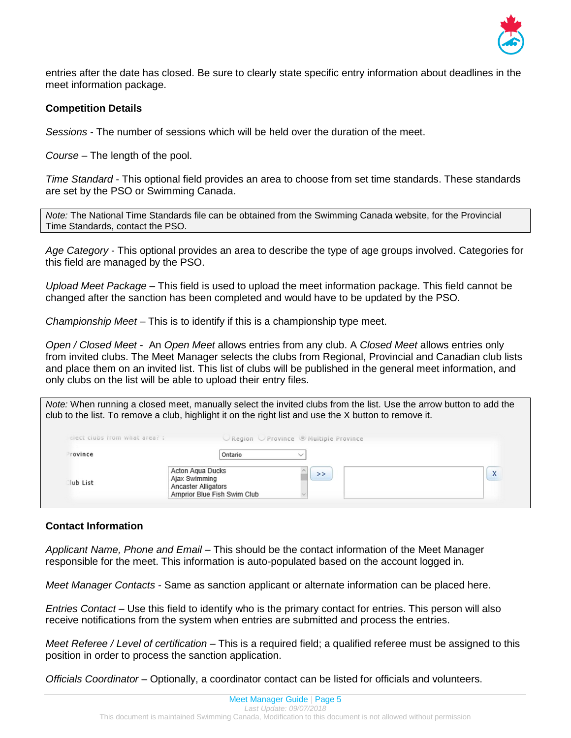entries after the date has closed. Be sure to clearly state specific entry information about deadlines in the meet information package.

**Competition Details**

*Sessions* - The number of sessions which will be held over the duration of the meet.

*Course* – The length of the pool.

*Time Standard* - This optional field provides an area to choose from set time standards. These standards are set by the PSO or Swimming Canada.

> *Note:* The National Time Standards file can be obtained from the Swimming Canada website, for the Provincial Time Standards, contact the PSO.

*Age Category* - This optional provides an area to describe the type of age groups involved. Categories for this field are managed by the PSO.

*Upload Meet Package* – This field is used to upload the meet information package. This field cannot be changed after the sanction has been completed and would have to be updated by the PSO.

*Championship Meet* – This is to identify if this is a championship type meet.

*Open / Closed Meet* - An *Open Meet* allows entries from any club. A *Closed Meet* allows entries only from invited clubs. The Meet Manager selects the clubs from Regional, Provincial and Canadian club lists and place them on an invited list. This list of clubs will be published in the general meet information, and only clubs on the list will be able to upload their entry files.

> *Note:* When running a closed meet, manually select the invited clubs from the list. Use the arrow button to add the club to the list. To remove a club, highlight it on the right list and use the X button to remove it.

**Contact Information**

*Applicant Name, Phone and Email* – This should be the contact information of the Meet Manager responsible for the meet. This information is auto-populated based on the account logged in.

*Meet Manager Contacts* - Same as sanction applicant or alternate information can be placed here.

*Entries Contact* – Use this field to identify who is the primary contact for entries. This person will also receive notifications from the system when entries are submitted and process the entries.

*Meet Referee / Level of certification* – This is a required field; a qualified referee must be assigned to this position in order to process the sanction application.

*Officials Coordinator* – Optionally, a coordinator contact can be listed for officials and volunteers.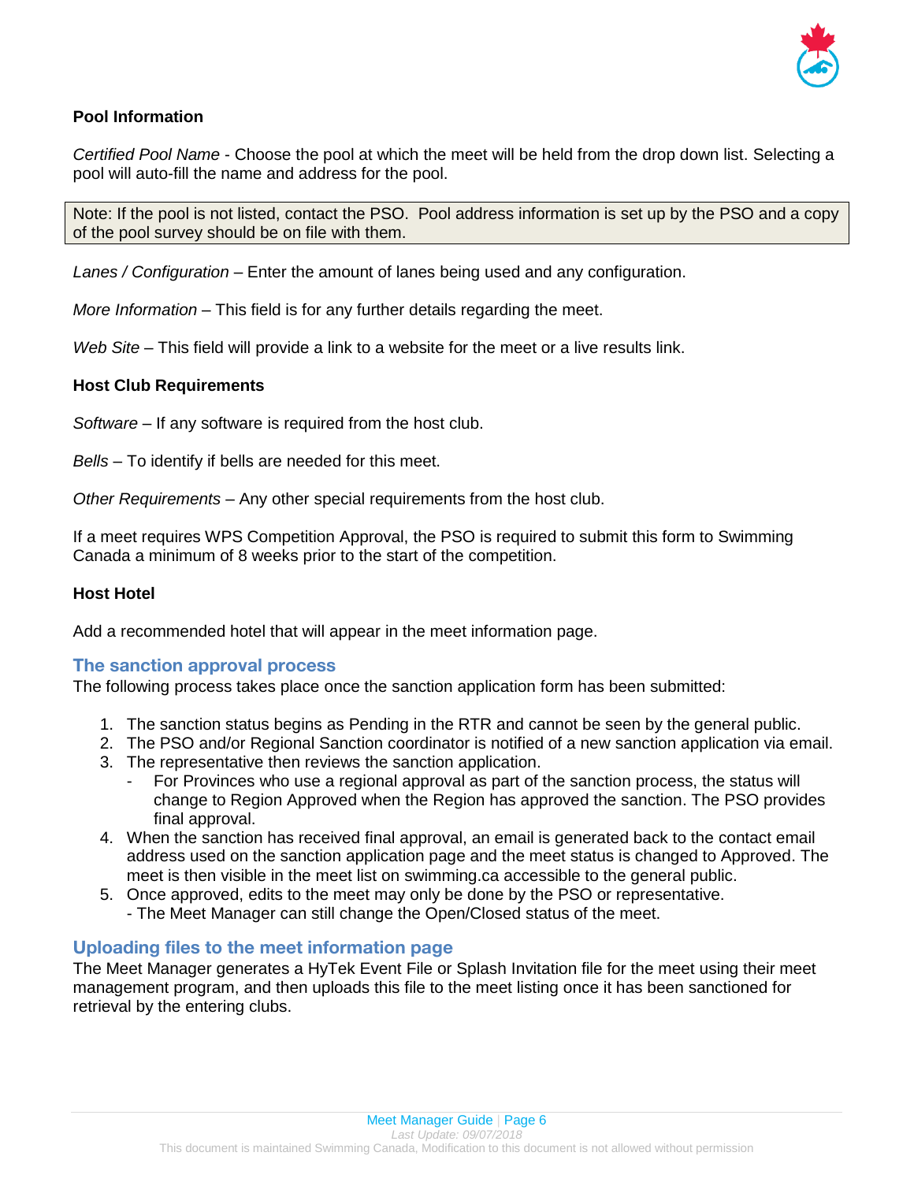**Pool Information**

*Certified Pool Name* - Choose the pool at which the meet will be held from the drop down list. Selecting a pool will auto-fill the name and address for the pool.

> Note: If the pool is not listed, contact the PSO. Pool address information is set up by the PSO and a copy of the pool survey should be on file with them.

*Lanes / Configuration* – Enter the amount of lanes being used and any configuration.

*More Information* – This field is for any further details regarding the meet.

*Web Site* – This field will provide a link to a website for the meet or a live results link.

**Host Club Requirements**

*Software* – If any software is required from the host club.

*Bells* – To identify if bells are needed for this meet.

*Other Requirements* – Any other special requirements from the host club.

If a meet requires WPS Competition Approval, the PSO is required to submit this form to Swimming Canada a minimum of 8 weeks prior to the start of the competition.

**Host Hotel**

Add a recommended hotel that will appear in the meet information page.

## The sanction approval process

The following process takes place once the sanction application form has been submitted:

1. The sanction status begins as Pending in the RTR and cannot be seen by the general public.
2. The PSO and/or Regional Sanction coordinator is notified of a new sanction application via email.
3. The representative then reviews the sanction application.
   - For Provinces who use a regional approval as part of the sanction process, the status will change to Region Approved when the Region has approved the sanction. The PSO provides final approval.
4. When the sanction has received final approval, an email is generated back to the contact email address used on the sanction application page and the meet status is changed to Approved. The meet is then visible in the meet list on swimming.ca accessible to the general public.
5. Once approved, edits to the meet may only be done by the PSO or representative.
   - The Meet Manager can still change the Open/Closed status of the meet.

## Uploading files to the meet information page

The Meet Manager generates a HyTek Event File or Splash Invitation file for the meet using their meet management program, and then uploads this file to the meet listing once it has been sanctioned for retrieval by the entering clubs.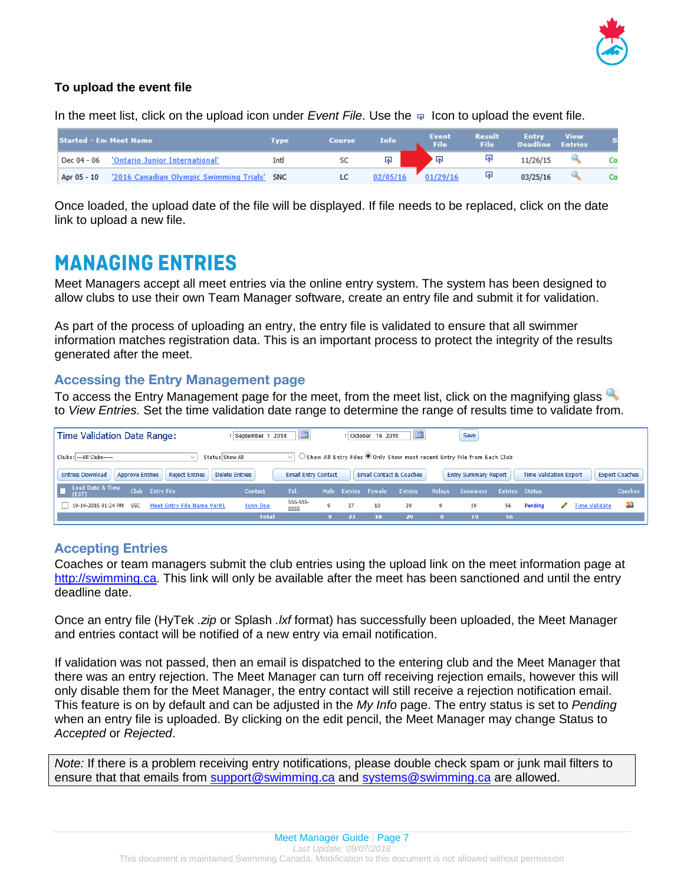**To upload the event file**

In the meet list, click on the upload icon under *Event File*. Use the  Icon to upload the event file.

| Started - End | Meet Name | Type | Course | Info | Event File | Result File | Entry Deadline | View Entries | S |
|---|---|---|---|---|---|---|---|---|---|
| Dec 04 - 06 | 'Ontario Junior International' | Intl | SC | | | | 11/26/15 | | Co |
| Apr 05 - 10 | '2016 Canadian Olympic Swimming Trials' | SNC | LC | 02/05/16 | 01/29/16 | | 03/25/16 | | Co |

Once loaded, the upload date of the file will be displayed. If file needs to be replaced, click on the date link to upload a new file.

# MANAGING ENTRIES

Meet Managers accept all meet entries via the online entry system. The system has been designed to allow clubs to use their own Team Manager software, create an entry file and submit it for validation.

As part of the process of uploading an entry, the entry file is validated to ensure that all swimmer information matches registration data. This is an important process to protect the integrity of the results generated after the meet.

## Accessing the Entry Management page

To access the Entry Management page for the meet, from the meet list, click on the magnifying glass to *View Entries.* Set the time validation date range to determine the range of results time to validate from.

Time Validation Date Range: September 1 2014 : October 16 2015 [Save]

Clubs: ---All Clubs----- Status: Show All ○ Show All Entry Files ◉ Only Show most recent Entry File from Each Club

Entries Download | Approve Entries | Reject Entries | Delete Entries | Email Entry Contact | Email Contact & Coaches | Entry Summary Report | Time Validation Export | Export Coaches

| Load Date & Time (EST) | Club | Entry File | Contact | Tel. | Male | Entries | Female | Entries | Relays | Swimmers | Entries | Status | | | Coaches |
|---|---|---|---|---|---|---|---|---|---|---|---|---|---|---|---|
| 10-14-2015 01:24 PM | SSC | Meet Entry File Name Ver01 | John Doe | 555-555-5555 | 9 | 27 | 10 | 29 | 0 | 19 | 56 | Pending | | Time Validate | |
| | | | Total | | 9 | 27 | 10 | 29 | 0 | 19 | 56 | | | | |

## Accepting Entries

Coaches or team managers submit the club entries using the upload link on the meet information page at http://swimming.ca. This link will only be available after the meet has been sanctioned and until the entry deadline date.

Once an entry file (HyTek *.zip* or Splash *.lxf* format) has successfully been uploaded, the Meet Manager and entries contact will be notified of a new entry via email notification.

If validation was not passed, then an email is dispatched to the entering club and the Meet Manager that there was an entry rejection. The Meet Manager can turn off receiving rejection emails, however this will only disable them for the Meet Manager, the entry contact will still receive a rejection notification email. This feature is on by default and can be adjusted in the *My Info* page. The entry status is set to *Pending* when an entry file is uploaded. By clicking on the edit pencil, the Meet Manager may change Status to *Accepted* or *Rejected*.

> *Note:* If there is a problem receiving entry notifications, please double check spam or junk mail filters to ensure that that emails from support@swimming.ca and systems@swimming.ca are allowed.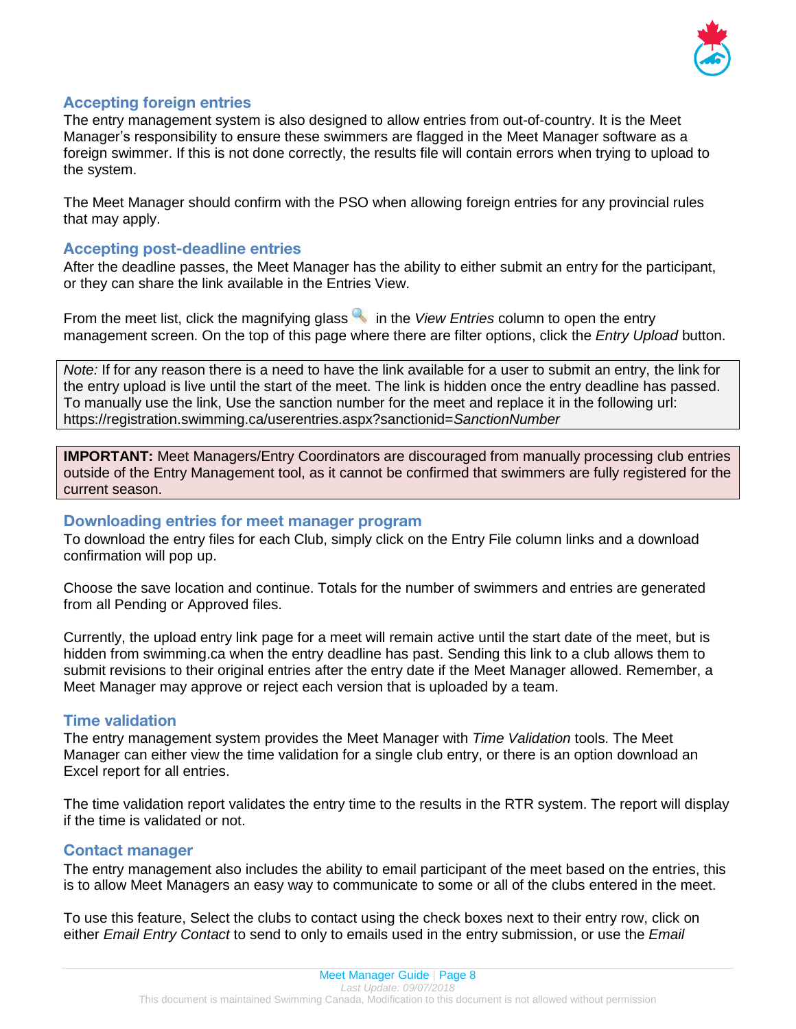## Accepting foreign entries

The entry management system is also designed to allow entries from out-of-country. It is the Meet Manager's responsibility to ensure these swimmers are flagged in the Meet Manager software as a foreign swimmer. If this is not done correctly, the results file will contain errors when trying to upload to the system.

The Meet Manager should confirm with the PSO when allowing foreign entries for any provincial rules that may apply.

## Accepting post-deadline entries

After the deadline passes, the Meet Manager has the ability to either submit an entry for the participant, or they can share the link available in the Entries View.

From the meet list, click the magnifying glass in the *View Entries* column to open the entry management screen. On the top of this page where there are filter options, click the *Entry Upload* button.

> *Note:* If for any reason there is a need to have the link available for a user to submit an entry, the link for the entry upload is live until the start of the meet. The link is hidden once the entry deadline has passed. To manually use the link, Use the sanction number for the meet and replace it in the following url: https://registration.swimming.ca/userentries.aspx?sanctionid=*SanctionNumber*

> **IMPORTANT:** Meet Managers/Entry Coordinators are discouraged from manually processing club entries outside of the Entry Management tool, as it cannot be confirmed that swimmers are fully registered for the current season.

## Downloading entries for meet manager program

To download the entry files for each Club, simply click on the Entry File column links and a download confirmation will pop up.

Choose the save location and continue. Totals for the number of swimmers and entries are generated from all Pending or Approved files.

Currently, the upload entry link page for a meet will remain active until the start date of the meet, but is hidden from swimming.ca when the entry deadline has past. Sending this link to a club allows them to submit revisions to their original entries after the entry date if the Meet Manager allowed. Remember, a Meet Manager may approve or reject each version that is uploaded by a team.

## Time validation

The entry management system provides the Meet Manager with *Time Validation* tools. The Meet Manager can either view the time validation for a single club entry, or there is an option download an Excel report for all entries.

The time validation report validates the entry time to the results in the RTR system. The report will display if the time is validated or not.

## Contact manager

The entry management also includes the ability to email participant of the meet based on the entries, this is to allow Meet Managers an easy way to communicate to some or all of the clubs entered in the meet.

To use this feature, Select the clubs to contact using the check boxes next to their entry row, click on either *Email Entry Contact* to send to only to emails used in the entry submission, or use the *Email*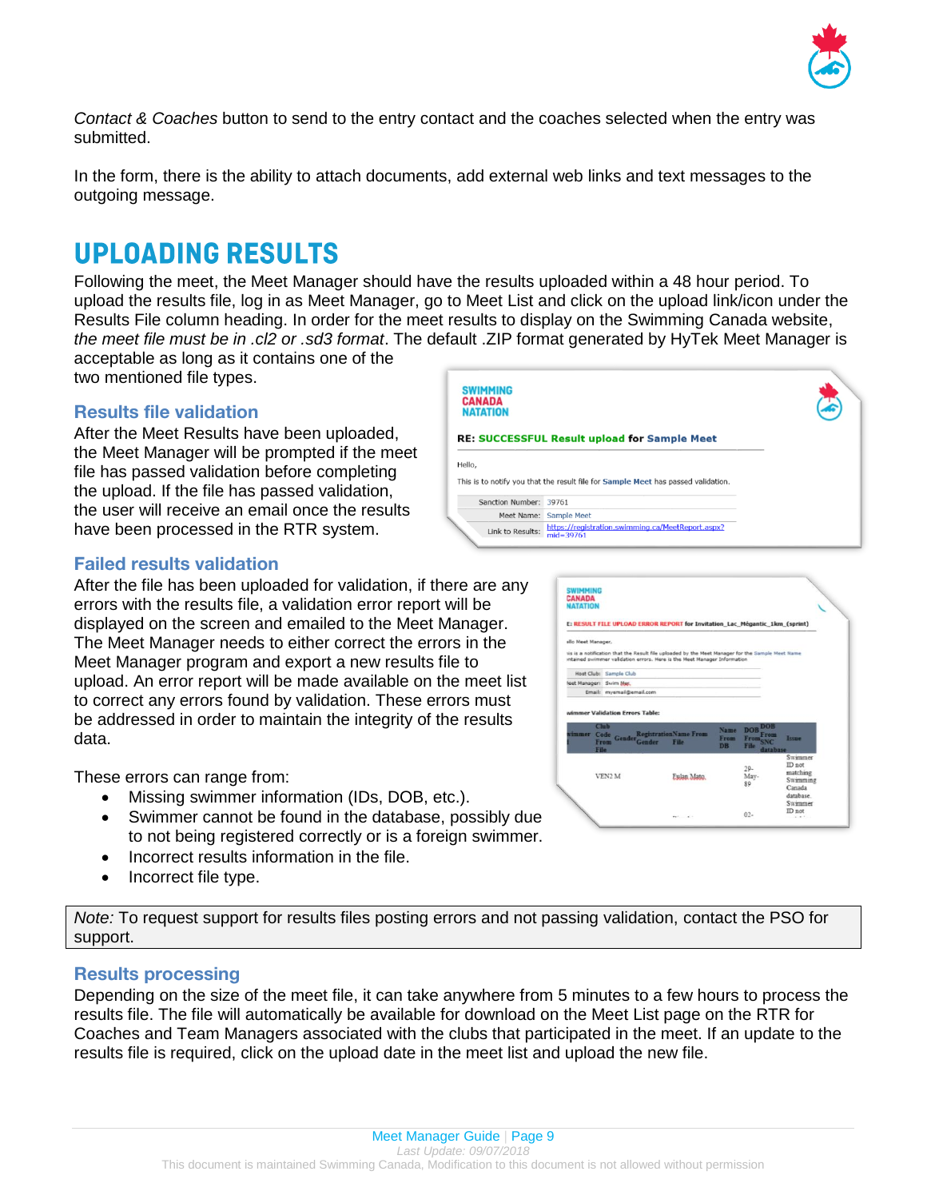*Contact & Coaches* button to send to the entry contact and the coaches selected when the entry was submitted.

In the form, there is the ability to attach documents, add external web links and text messages to the outgoing message.

# UPLOADING RESULTS

Following the meet, the Meet Manager should have the results uploaded within a 48 hour period. To upload the results file, log in as Meet Manager, go to Meet List and click on the upload link/icon under the Results File column heading. In order for the meet results to display on the Swimming Canada website, *the meet file must be in .cl2 or .sd3 format*. The default .ZIP format generated by HyTek Meet Manager is acceptable as long as it contains one of the two mentioned file types.

## Results file validation

After the Meet Results have been uploaded, the Meet Manager will be prompted if the meet file has passed validation before completing the upload. If the file has passed validation, the user will receive an email once the results have been processed in the RTR system.

## Failed results validation

After the file has been uploaded for validation, if there are any errors with the results file, a validation error report will be displayed on the screen and emailed to the Meet Manager. The Meet Manager needs to either correct the errors in the Meet Manager program and export a new results file to upload. An error report will be made available on the meet list to correct any errors found by validation. These errors must be addressed in order to maintain the integrity of the results data.

These errors can range from:

- Missing swimmer information (IDs, DOB, etc.).
- Swimmer cannot be found in the database, possibly due to not being registered correctly or is a foreign swimmer.
- Incorrect results information in the file.
- Incorrect file type.

*Note:* To request support for results files posting errors and not passing validation, contact the PSO for support.

## Results processing

Depending on the size of the meet file, it can take anywhere from 5 minutes to a few hours to process the results file. The file will automatically be available for download on the Meet List page on the RTR for Coaches and Team Managers associated with the clubs that participated in the meet. If an update to the results file is required, click on the upload date in the meet list and upload the new file.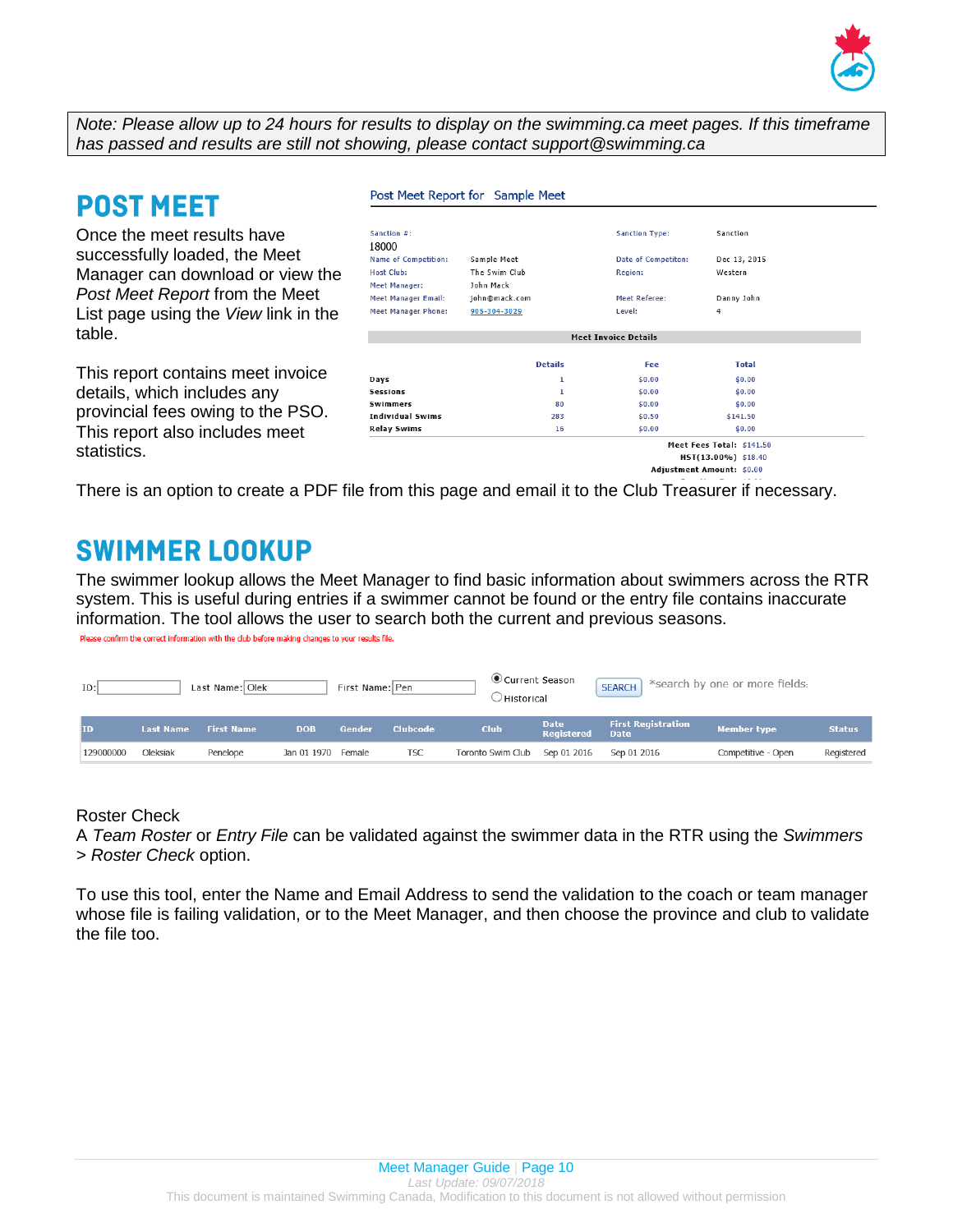*Note: Please allow up to 24 hours for results to display on the swimming.ca meet pages. If this timeframe has passed and results are still not showing, please contact support@swimming.ca*

## POST MEET

Once the meet results have successfully loaded, the Meet Manager can download or view the *Post Meet Report* from the Meet List page using the *View* link in the table.

This report contains meet invoice details, which includes any provincial fees owing to the PSO. This report also includes meet statistics.

Post Meet Report for Sample Meet

| | | | |
|---|---|---|---|
| Sanction #: 18000 | | Sanction Type: | Sanction |
| Name of Competition: | Sample Meet | Date of Competiton: | Dec 13, 2015 |
| Host Club: | The Swim Club | Region: | Western |
| Meet Manager: | John Mack | | |
| Meet Manager Email: | john@mack.com | Meet Referee: | Danny John |
| Meet Manager Phone: | 905-304-3029 | Level: | 4 |

Meet Invoice Details

| | Details | Fee | Total |
|---|---|---|---|
| Days | 1 | $0.00 | $0.00 |
| Sessions | 1 | $0.00 | $0.00 |
| Swimmers | 80 | $0.00 | $0.00 |
| Individual Swims | 283 | $0.50 | $141.50 |
| Relay Swims | 16 | $0.00 | $0.00 |

Meet Fees Total: $141.50
HST(13.00%) $18.40
Adjustment Amount: $0.00

There is an option to create a PDF file from this page and email it to the Club Treasurer if necessary.

## SWIMMER LOOKUP

The swimmer lookup allows the Meet Manager to find basic information about swimmers across the RTR system. This is useful during entries if a swimmer cannot be found or the entry file contains inaccurate information. The tool allows the user to search both the current and previous seasons.

Please confirm the correct information with the club before making changes to your results file.

ID: [ ] Last Name: Olek First Name: Pen (•) Current Season ( ) Historical SEARCH *search by one or more fields:

| ID | Last Name | First Name | DOB | Gender | Clubcode | Club | Date Registered | First Registration Date | Member type | Status |
|---|---|---|---|---|---|---|---|---|---|---|
| 129000000 | Oleksiak | Penelope | Jan 01 1970 | Female | TSC | Toronto Swim Club | Sep 01 2016 | Sep 01 2016 | Competitive - Open | Registered |

Roster Check

A *Team Roster* or *Entry File* can be validated against the swimmer data in the RTR using the *Swimmers > Roster Check* option.

To use this tool, enter the Name and Email Address to send the validation to the coach or team manager whose file is failing validation, or to the Meet Manager, and then choose the province and club to validate the file too.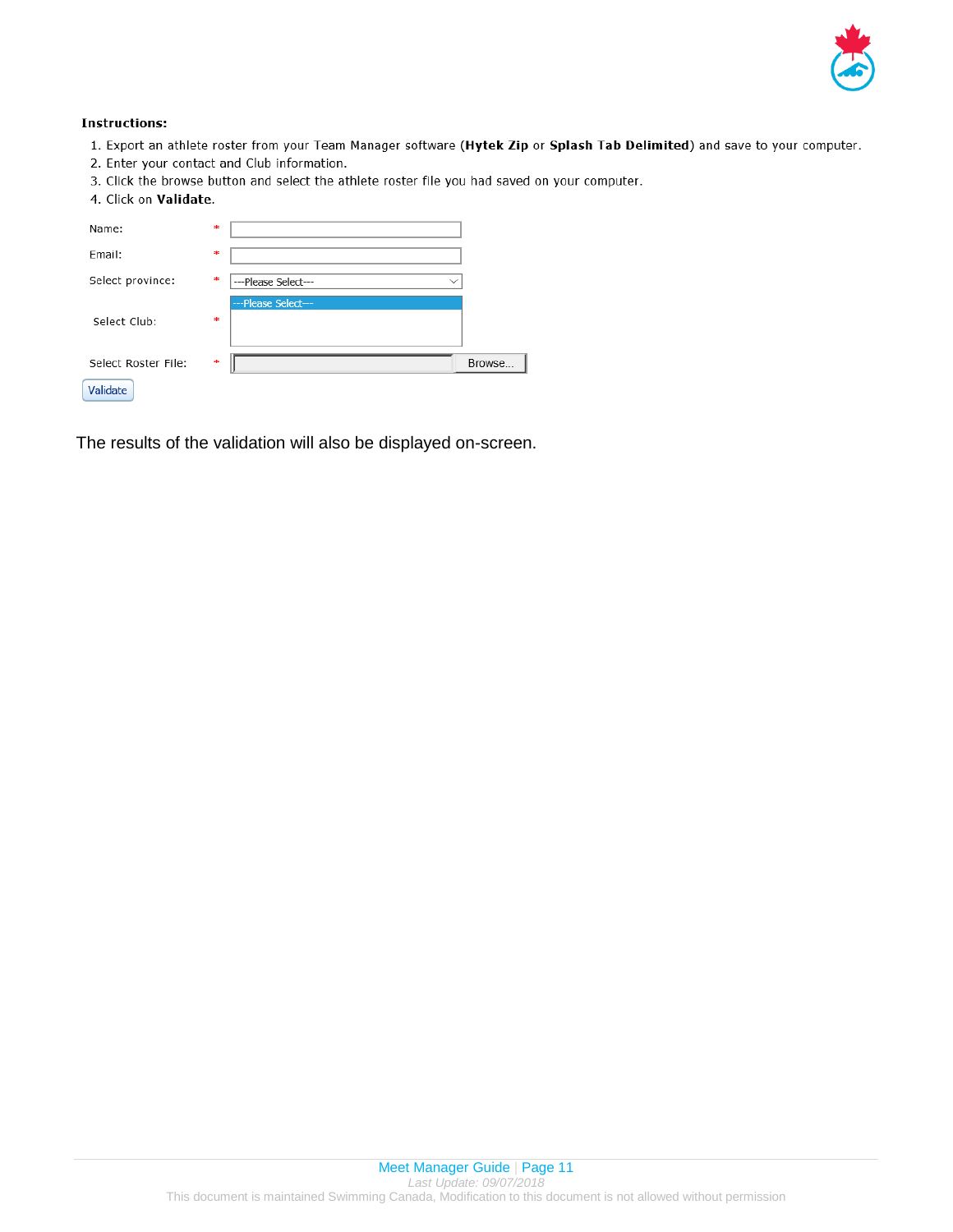**Instructions:**

1. Export an athlete roster from your Team Manager software (**Hytek Zip** or **Splash Tab Delimited**) and save to your computer.
2. Enter your contact and Club information.
3. Click the browse button and select the athlete roster file you had saved on your computer.
4. Click on **Validate**.

| | | |
|---|---|---|
| Name: | * | |
| Email: | * | |
| Select province: | * | ---Please Select--- |
| Select Club: | * | ---Please Select--- |
| Select Roster File: | * | Browse... |

Validate

The results of the validation will also be displayed on-screen.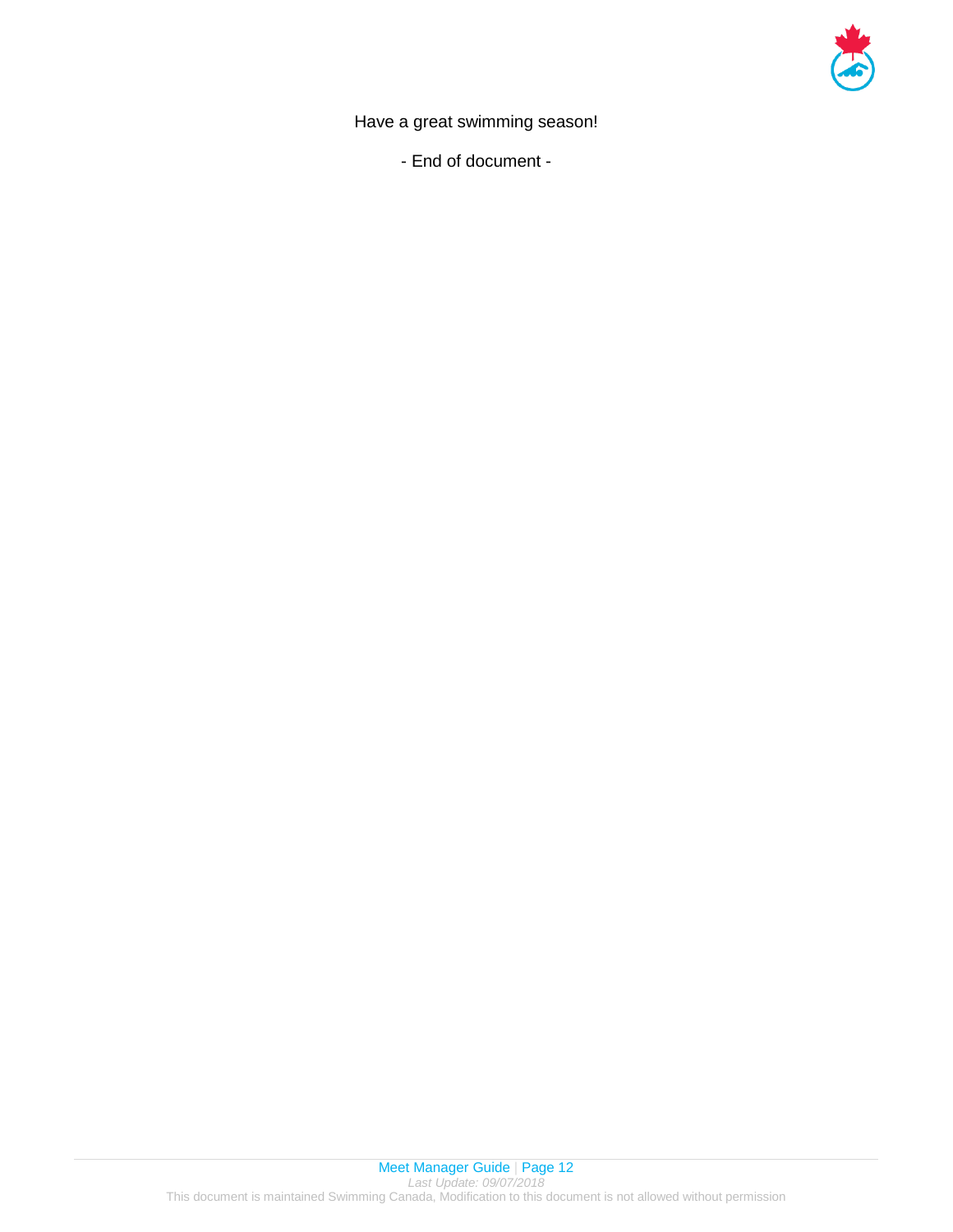Have a great swimming season!

- End of document -